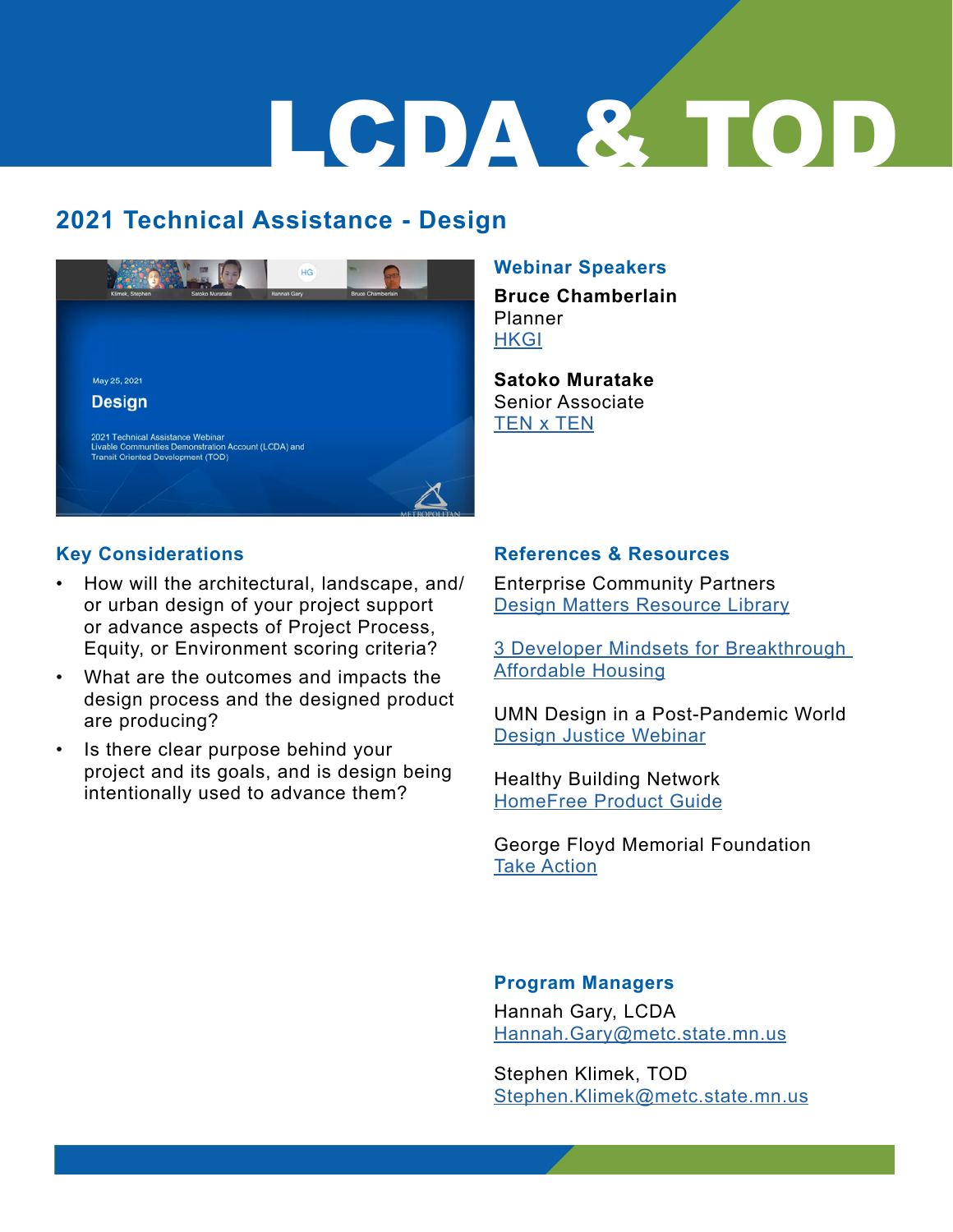# LCDA & TOD

## 2021 Technical Assistance - Design

### Webinar Speakers

**Bruce Chamberlain**
Planner
HKGI

**Satoko Muratake**
Senior Associate
TEN x TEN

### Key Considerations

- How will the architectural, landscape, and/or urban design of your project support or advance aspects of Project Process, Equity, or Environment scoring criteria?
- What are the outcomes and impacts the design process and the designed product are producing?
- Is there clear purpose behind your project and its goals, and is design being intentionally used to advance them?

### References & Resources

Enterprise Community Partners
Design Matters Resource Library

3 Developer Mindsets for Breakthrough Affordable Housing

UMN Design in a Post-Pandemic World
Design Justice Webinar

Healthy Building Network
HomeFree Product Guide

George Floyd Memorial Foundation
Take Action

### Program Managers

Hannah Gary, LCDA
Hannah.Gary@metc.state.mn.us

Stephen Klimek, TOD
Stephen.Klimek@metc.state.mn.us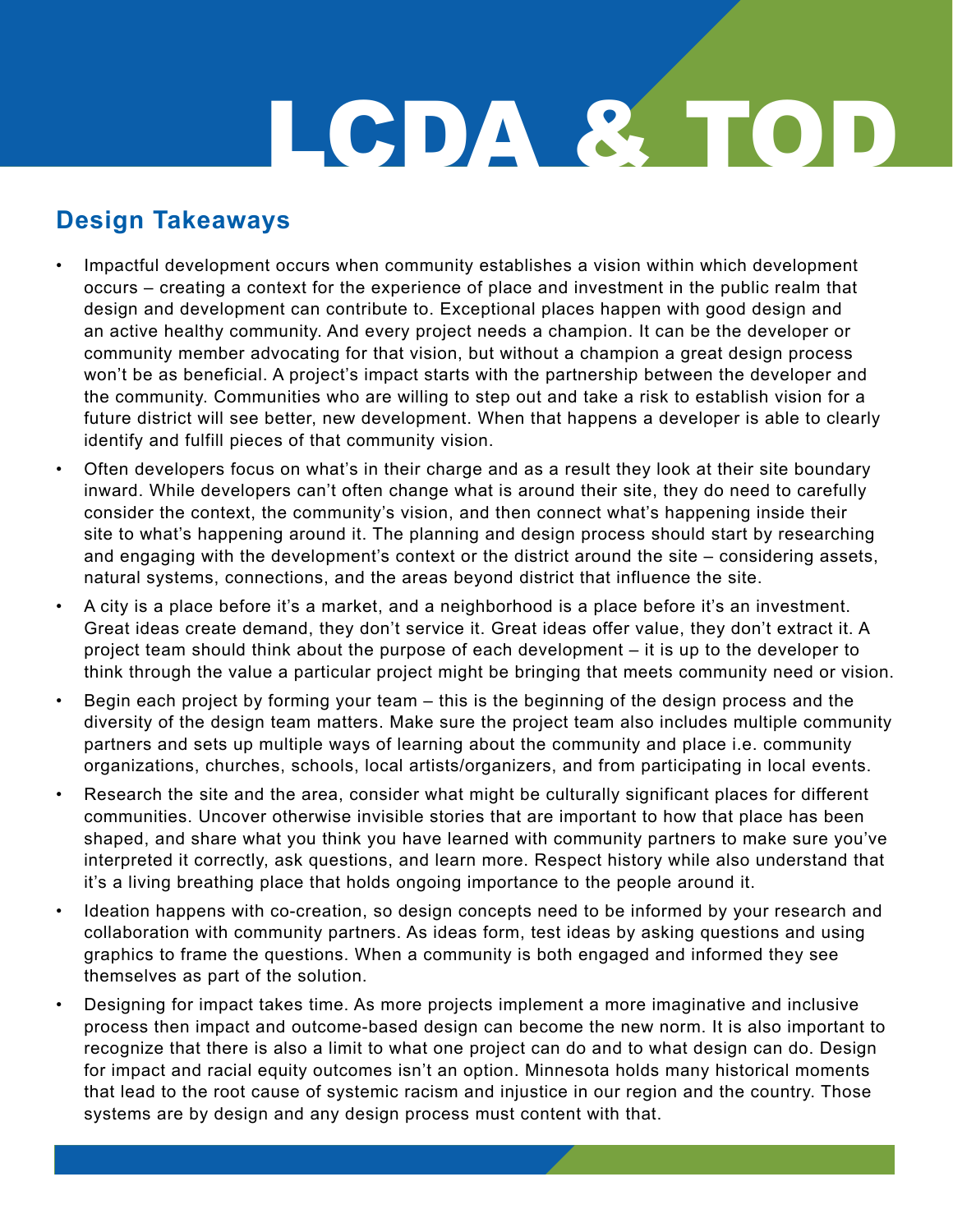# LCDA & TOD

## Design Takeaways

- Impactful development occurs when community establishes a vision within which development occurs – creating a context for the experience of place and investment in the public realm that design and development can contribute to. Exceptional places happen with good design and an active healthy community. And every project needs a champion. It can be the developer or community member advocating for that vision, but without a champion a great design process won't be as beneficial. A project's impact starts with the partnership between the developer and the community. Communities who are willing to step out and take a risk to establish vision for a future district will see better, new development. When that happens a developer is able to clearly identify and fulfill pieces of that community vision.
- Often developers focus on what's in their charge and as a result they look at their site boundary inward. While developers can't often change what is around their site, they do need to carefully consider the context, the community's vision, and then connect what's happening inside their site to what's happening around it. The planning and design process should start by researching and engaging with the development's context or the district around the site – considering assets, natural systems, connections, and the areas beyond district that influence the site.
- A city is a place before it's a market, and a neighborhood is a place before it's an investment. Great ideas create demand, they don't service it. Great ideas offer value, they don't extract it. A project team should think about the purpose of each development – it is up to the developer to think through the value a particular project might be bringing that meets community need or vision.
- Begin each project by forming your team – this is the beginning of the design process and the diversity of the design team matters. Make sure the project team also includes multiple community partners and sets up multiple ways of learning about the community and place i.e. community organizations, churches, schools, local artists/organizers, and from participating in local events.
- Research the site and the area, consider what might be culturally significant places for different communities. Uncover otherwise invisible stories that are important to how that place has been shaped, and share what you think you have learned with community partners to make sure you've interpreted it correctly, ask questions, and learn more. Respect history while also understand that it's a living breathing place that holds ongoing importance to the people around it.
- Ideation happens with co-creation, so design concepts need to be informed by your research and collaboration with community partners. As ideas form, test ideas by asking questions and using graphics to frame the questions. When a community is both engaged and informed they see themselves as part of the solution.
- Designing for impact takes time. As more projects implement a more imaginative and inclusive process then impact and outcome-based design can become the new norm. It is also important to recognize that there is also a limit to what one project can do and to what design can do. Design for impact and racial equity outcomes isn't an option. Minnesota holds many historical moments that lead to the root cause of systemic racism and injustice in our region and the country. Those systems are by design and any design process must content with that.